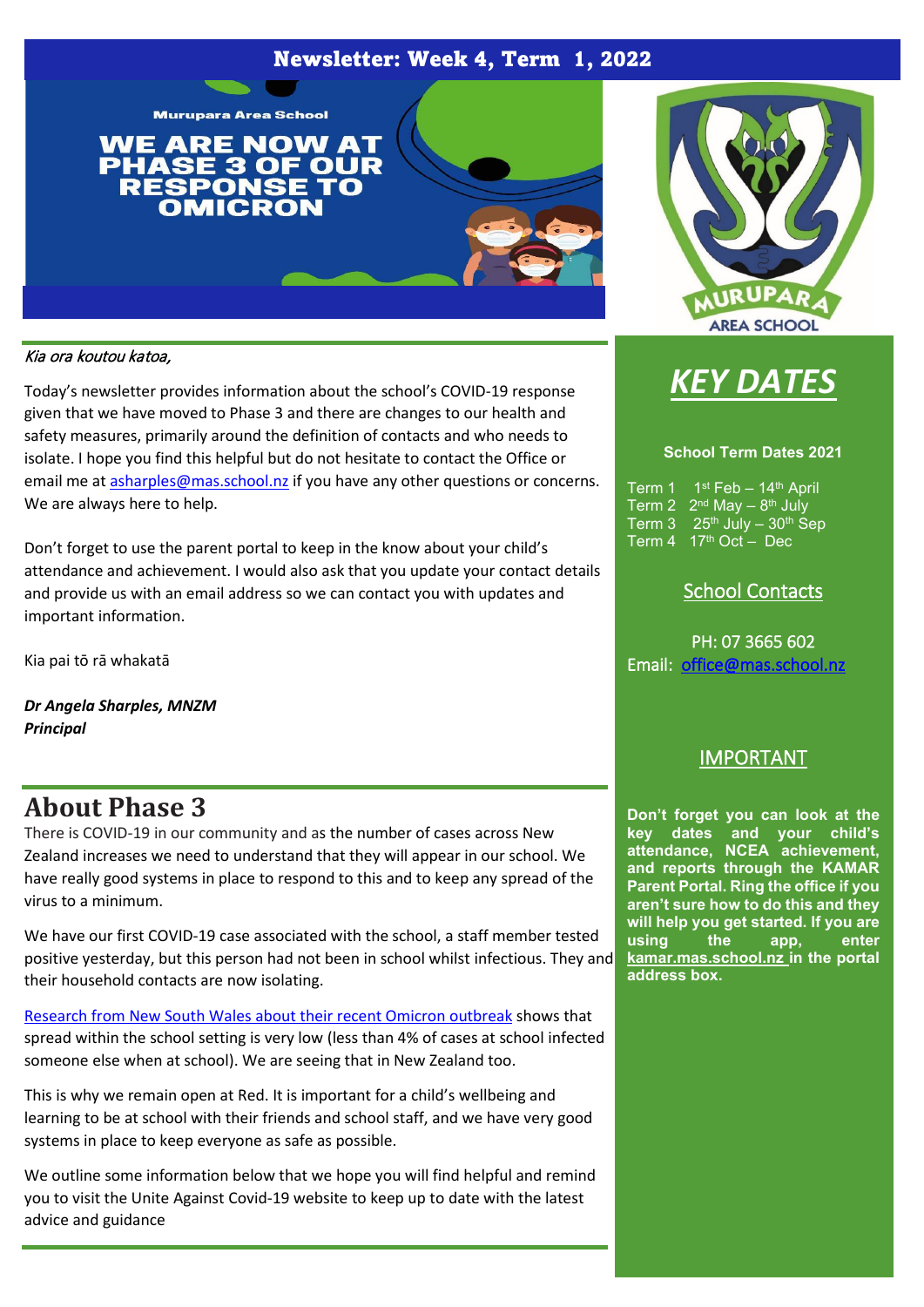# Newsletter: Week 4, Term 1, 2022

Murupara Area School

**WE ARE NOW AT PHASE 3 OF OUR RESPONSE TO OMICRON**

*Kia ora koutou katoa,*

Today's newsletter provides information about the school's COVID-19 response given that we have moved to Phase 3 and there are changes to our health and safety measures, primarily around the definition of contacts and who needs to isolate. I hope you find this helpful but do not hesitate to contact the Office or email me at asharples@mas.school.nz if you have any other questions or concerns. We are always here to help.

Don't forget to use the parent portal to keep in the know about your child's attendance and achievement. I would also ask that you update your contact details and provide us with an email address so we can contact you with updates and important information.

Kia pai tō rā whakatā

***Dr Angela Sharples, MNZM***
***Principal***

## About Phase 3

There is COVID-19 in our community and as the number of cases across New Zealand increases we need to understand that they will appear in our school. We have really good systems in place to respond to this and to keep any spread of the virus to a minimum.

We have our first COVID-19 case associated with the school, a staff member tested positive yesterday, but this person had not been in school whilst infectious. They and their household contacts are now isolating.

Research from New South Wales about their recent Omicron outbreak shows that spread within the school setting is very low (less than 4% of cases at school infected someone else when at school). We are seeing that in New Zealand too.

This is why we remain open at Red. It is important for a child's wellbeing and learning to be at school with their friends and school staff, and we have very good systems in place to keep everyone as safe as possible.

We outline some information below that we hope you will find helpful and remind you to visit the Unite Against Covid-19 website to keep up to date with the latest advice and guidance

MURUPARA AREA SCHOOL

## *KEY DATES*

**School Term Dates 2021**

Term 1 1st Feb – 14th April
Term 2 2nd May – 8th July
Term 3 25th July – 30th Sep
Term 4 17th Oct – Dec

### School Contacts

PH: 07 3665 602
Email: office@mas.school.nz

### IMPORTANT

**Don't forget you can look at the key dates and your child's attendance, NCEA achievement, and reports through the KAMAR Parent Portal. Ring the office if you aren't sure how to do this and they will help you get started. If you are using the app, enter kamar.mas.school.nz in the portal address box.**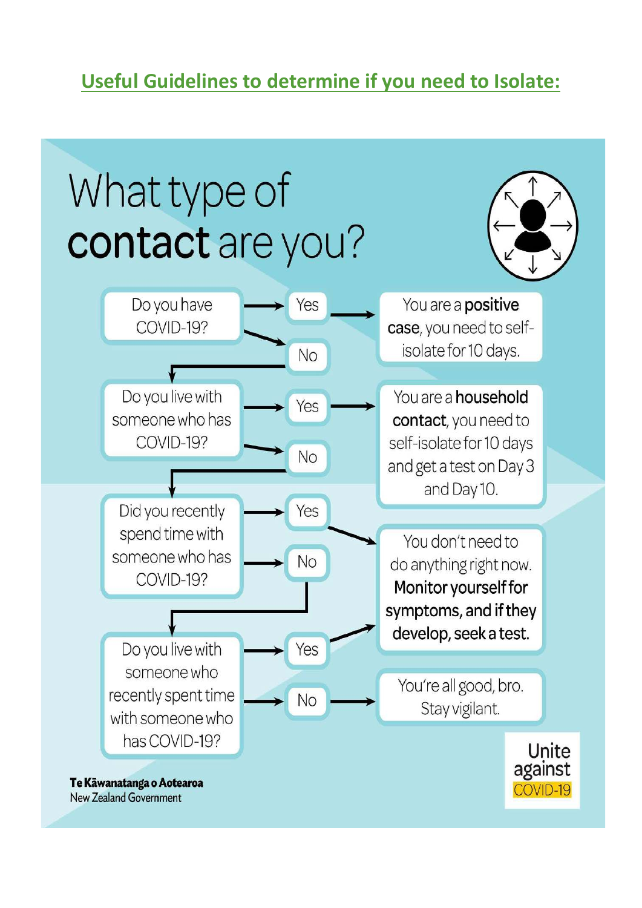## Useful Guidelines to determine if you need to Isolate:

# What type of **contact** are you?

- **Do you have COVID-19?**
  - Yes → You are a **positive case**, you need to self-isolate for 10 days.
  - No ↓
- **Do you live with someone who has COVID-19?**
  - Yes → You are a **household contact**, you need to self-isolate for 10 days and get a test on Day 3 and Day 10.
  - No ↓
- **Did you recently spend time with someone who has COVID-19?**
  - Yes → You don't need to do anything right now. **Monitor yourself for symptoms, and if they develop, seek a test.**
  - No ↓
- **Do you live with someone who recently spent time with someone who has COVID-19?**
  - Yes → You don't need to do anything right now. **Monitor yourself for symptoms, and if they develop, seek a test.**
  - No → You're all good, bro. Stay vigilant.

**Te Kāwanatanga o Aotearoa**
New Zealand Government

Unite against COVID-19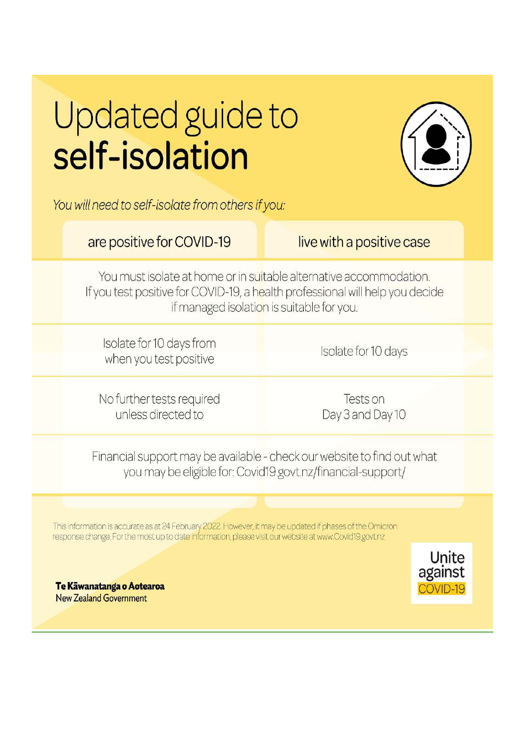# Updated guide to **self-isolation**

*You will need to self-isolate from others if you:*

| are positive for COVID-19 | live with a positive case |
|---|---|
| You must isolate at home or in suitable alternative accommodation. If you test positive for COVID-19, a health professional will help you decide if managed isolation is suitable for you. | |
| Isolate for 10 days from when you test positive | Isolate for 10 days |
| No further tests required unless directed to | Tests on Day 3 and Day 10 |
| Financial support may be available - check our website to find out what you may be eligible for: Covid19.govt.nz/financial-support/ | |

This information is accurate as at 24 February 2022. However, it may be updated if phases of the Omicron response change. For the most up to date information, please visit our website at www.Covid19.govt.nz

**Te Kāwanatanga o Aotearoa**
New Zealand Government

Unite against COVID-19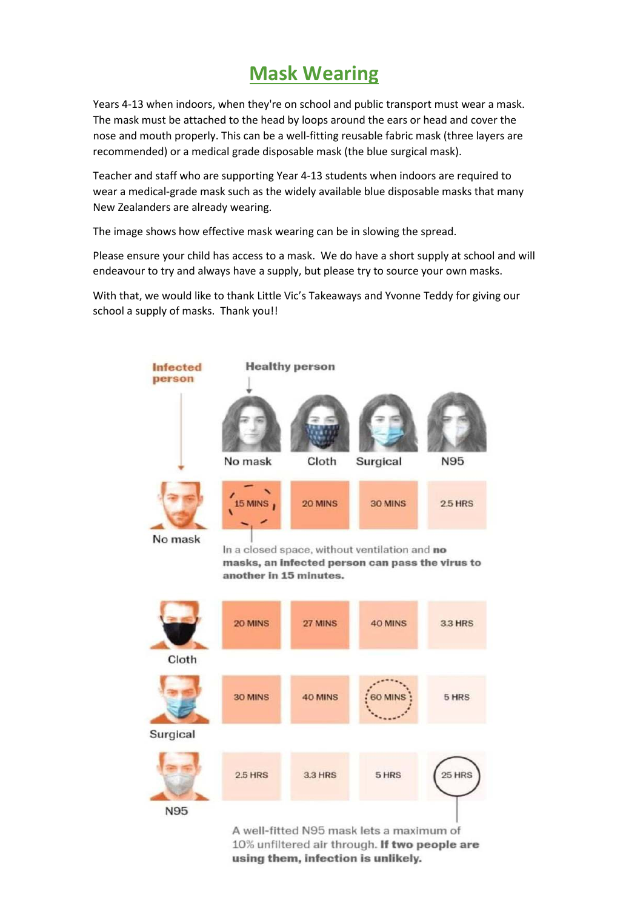# Mask Wearing

Years 4-13 when indoors, when they're on school and public transport must wear a mask. The mask must be attached to the head by loops around the ears or head and cover the nose and mouth properly. This can be a well-fitting reusable fabric mask (three layers are recommended) or a medical grade disposable mask (the blue surgical mask).

Teacher and staff who are supporting Year 4-13 students when indoors are required to wear a medical-grade mask such as the widely available blue disposable masks that many New Zealanders are already wearing.

The image shows how effective mask wearing can be in slowing the spread.

Please ensure your child has access to a mask. We do have a short supply at school and will endeavour to try and always have a supply, but please try to source your own masks.

With that, we would like to thank Little Vic's Takeaways and Yvonne Teddy for giving our school a supply of masks. Thank you!!

| Infected person ↓ / Healthy person → | No mask | Cloth | Surgical | N95 |
|---|---|---|---|---|
| No mask | 15 MINS | 20 MINS | 30 MINS | 2.5 HRS |
| Cloth | 20 MINS | 27 MINS | 40 MINS | 3.3 HRS |
| Surgical | 30 MINS | 40 MINS | 60 MINS | 5 HRS |
| N95 | 2.5 HRS | 3.3 HRS | 5 HRS | 25 HRS |

In a closed space, without ventilation and **no masks, an infected person can pass the virus to another in 15 minutes.**

A well-fitted N95 mask lets a maximum of 10% unfiltered air through. **If two people are using them, infection is unlikely.**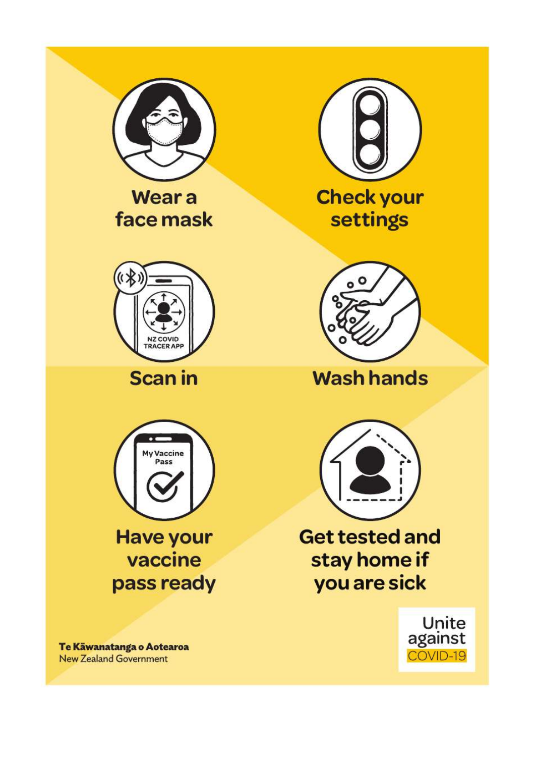Wear a face mask

Check your settings

Scan in

Wash hands

Have your vaccine pass ready

Get tested and stay home if you are sick

Te Kāwanatanga o Aotearoa
New Zealand Government

Unite against COVID-19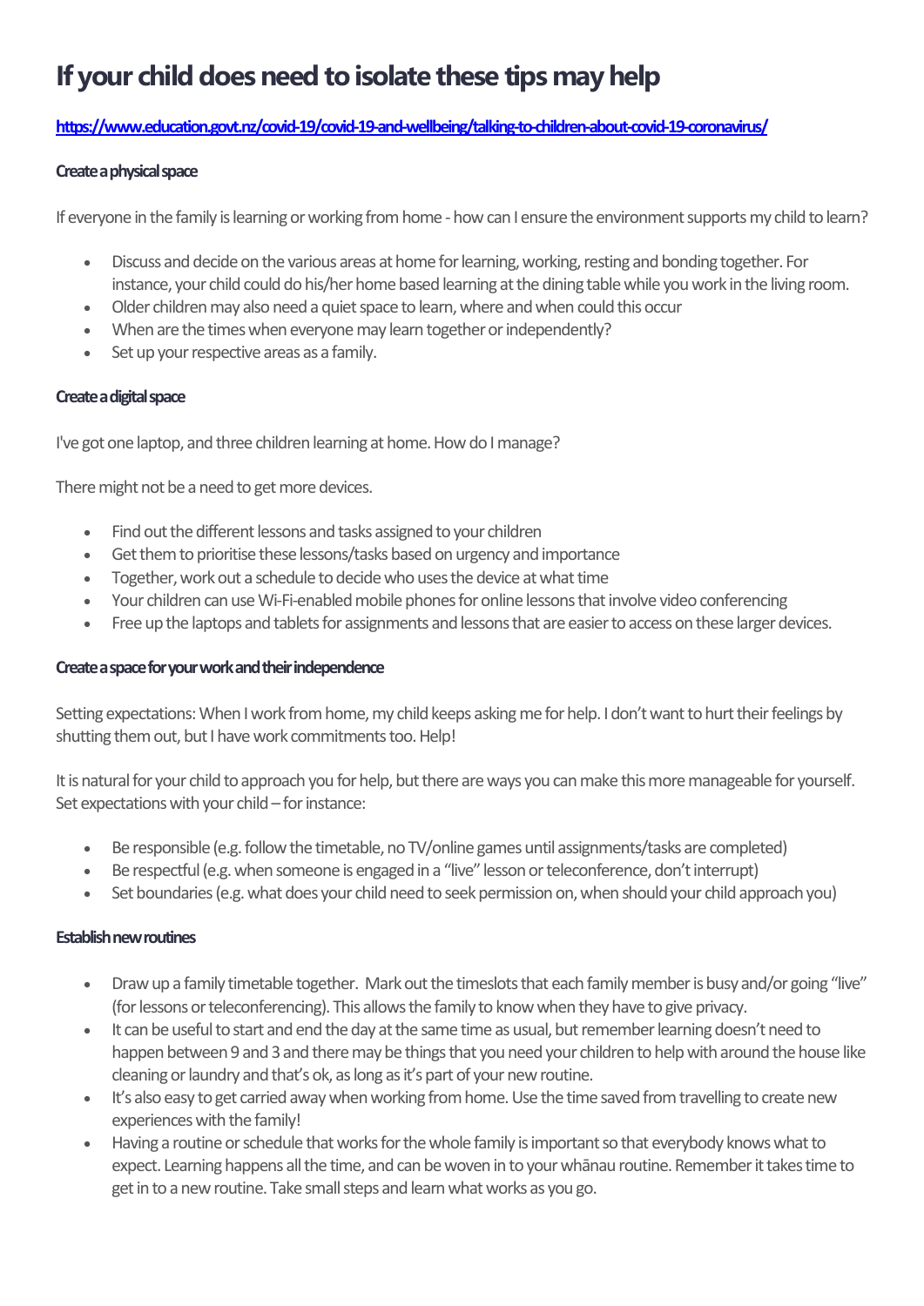# If your child does need to isolate these tips may help

https://www.education.govt.nz/covid-19/covid-19-and-wellbeing/talking-to-children-about-covid-19-coronavirus/

**Create a physical space**

If everyone in the family is learning or working from home - how can I ensure the environment supports my child to learn?

- Discuss and decide on the various areas at home for learning, working, resting and bonding together. For instance, your child could do his/her home based learning at the dining table while you work in the living room.
- Older children may also need a quiet space to learn, where and when could this occur
- When are the times when everyone may learn together or independently?
- Set up your respective areas as a family.

**Create a digital space**

I've got one laptop, and three children learning at home. How do I manage?

There might not be a need to get more devices.

- Find out the different lessons and tasks assigned to your children
- Get them to prioritise these lessons/tasks based on urgency and importance
- Together, work out a schedule to decide who uses the device at what time
- Your children can use Wi-Fi-enabled mobile phones for online lessons that involve video conferencing
- Free up the laptops and tablets for assignments and lessons that are easier to access on these larger devices.

**Create a space for your work and their independence**

Setting expectations: When I work from home, my child keeps asking me for help. I don't want to hurt their feelings by shutting them out, but I have work commitments too. Help!

It is natural for your child to approach you for help, but there are ways you can make this more manageable for yourself. Set expectations with your child – for instance:

- Be responsible (e.g. follow the timetable, no TV/online games until assignments/tasks are completed)
- Be respectful (e.g. when someone is engaged in a "live" lesson or teleconference, don't interrupt)
- Set boundaries (e.g. what does your child need to seek permission on, when should your child approach you)

**Establish new routines**

- Draw up a family timetable together. Mark out the timeslots that each family member is busy and/or going "live" (for lessons or teleconferencing). This allows the family to know when they have to give privacy.
- It can be useful to start and end the day at the same time as usual, but remember learning doesn't need to happen between 9 and 3 and there may be things that you need your children to help with around the house like cleaning or laundry and that's ok, as long as it's part of your new routine.
- It's also easy to get carried away when working from home. Use the time saved from travelling to create new experiences with the family!
- Having a routine or schedule that works for the whole family is important so that everybody knows what to expect. Learning happens all the time, and can be woven in to your whānau routine. Remember it takes time to get in to a new routine. Take small steps and learn what works as you go.